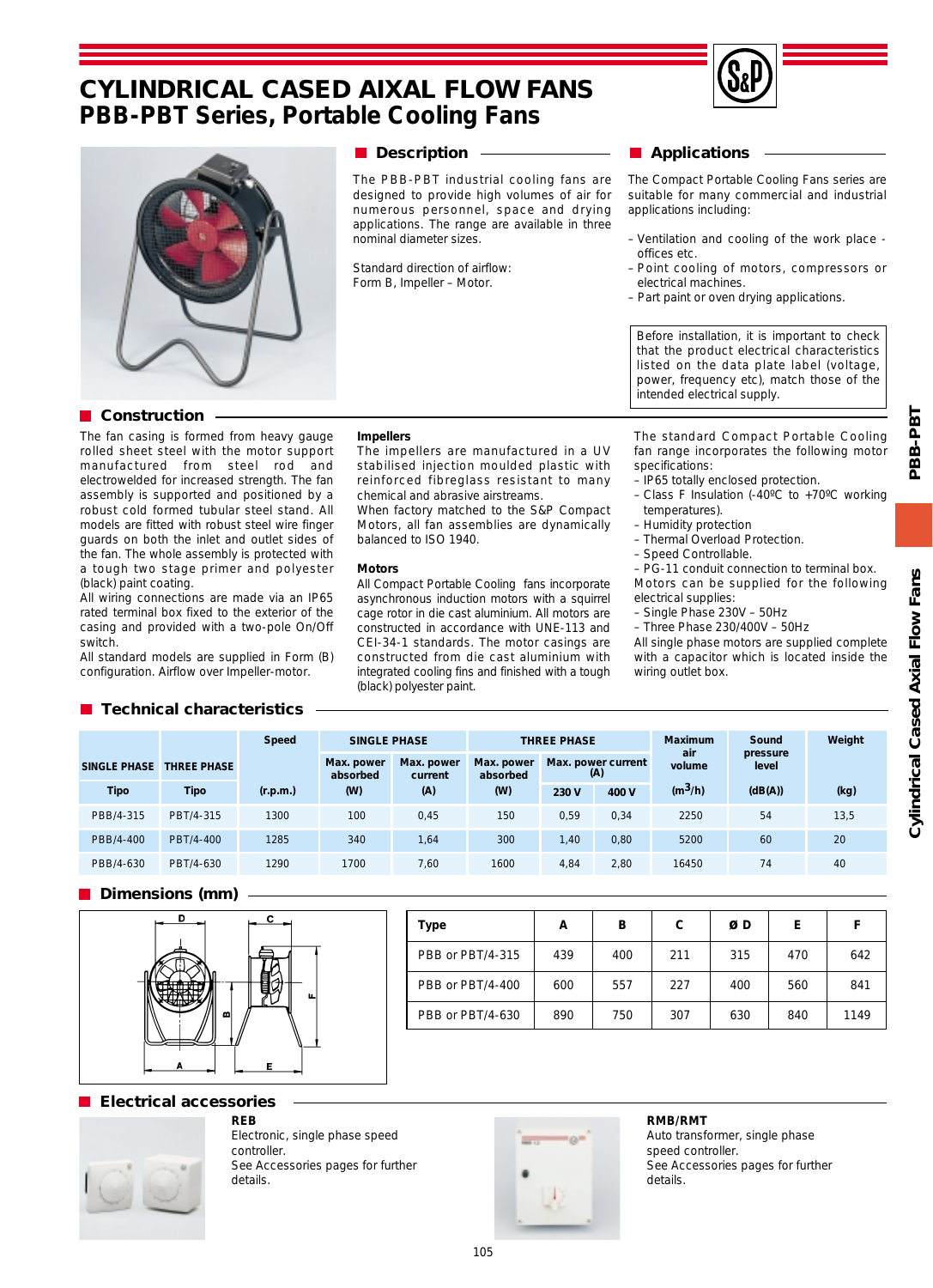# CYLINDRICAL CASED AIXAL FLOW FANS
## PBB-PBT Series, Portable Cooling Fans

## Description

The PBB-PBT industrial cooling fans are designed to provide high volumes of air for numerous personnel, space and drying applications. The range are available in three nominal diameter sizes.

Standard direction of airflow:
Form B, Impeller – Motor.

## Applications

The Compact Portable Cooling Fans series are suitable for many commercial and industrial applications including:

- Ventilation and cooling of the work place - offices etc.
- Point cooling of motors, compressors or electrical machines.
- Part paint or oven drying applications.

Before installation, it is important to check that the product electrical characteristics listed on the data plate label (voltage, power, frequency etc), match those of the intended electrical supply.

## Construction

The fan casing is formed from heavy gauge rolled sheet steel with the motor support manufactured from steel rod and electrowelded for increased strength. The fan assembly is supported and positioned by a robust cold formed tubular steel stand. All models are fitted with robust steel wire finger guards on both the inlet and outlet sides of the fan. The whole assembly is protected with a tough two stage primer and polyester (black) paint coating.

All wiring connections are made via an IP65 rated terminal box fixed to the exterior of the casing and provided with a two-pole On/Off switch.

All standard models are supplied in Form (B) configuration. Airflow over Impeller-motor.

**Impellers**

The impellers are manufactured in a UV stabilised injection moulded plastic with reinforced fibreglass resistant to many chemical and abrasive airstreams.

When factory matched to the S&P Compact Motors, all fan assemblies are dynamically balanced to ISO 1940.

**Motors**

All Compact Portable Cooling fans incorporate asynchronous induction motors with a squirrel cage rotor in die cast aluminium. All motors are constructed in accordance with UNE-113 and CEI-34-1 standards. The motor casings are constructed from die cast aluminium with integrated cooling fins and finished with a tough (black) polyester paint.

The standard Compact Portable Cooling fan range incorporates the following motor specifications:

- IP65 totally enclosed protection.
- Class F Insulation (-40ºC to +70ºC working temperatures).
- Humidity protection
- Thermal Overload Protection.
- Speed Controllable.
- PG-11 conduit connection to terminal box.

Motors can be supplied for the following electrical supplies:

- Single Phase 230V – 50Hz
- Three Phase 230/400V – 50Hz

All single phase motors are supplied complete with a capacitor which is located inside the wiring outlet box.

## Technical characteristics

| SINGLE PHASE | THREE PHASE | Speed | SINGLE PHASE | | THREE PHASE | | | Maximum air volume | Sound pressure level | Weight |
|---|---|---|---|---|---|---|---|---|---|---|
| | | | Max. power absorbed | Max. power current | Max. power absorbed | Max. power current (A) | | | | |
| Tipo | Tipo | (r.p.m.) | (W) | (A) | (W) | 230 V | 400 V | ($m^3$/h) | (dB(A)) | (kg) |
| PBB/4-315 | PBT/4-315 | 1300 | 100 | 0,45 | 150 | 0,59 | 0,34 | 2250 | 54 | 13,5 |
| PBB/4-400 | PBT/4-400 | 1285 | 340 | 1,64 | 300 | 1,40 | 0,80 | 5200 | 60 | 20 |
| PBB/4-630 | PBT/4-630 | 1290 | 1700 | 7,60 | 1600 | 4,84 | 2,80 | 16450 | 74 | 40 |

## Dimensions (mm)

| Type | A | B | C | ø D | E | F |
|---|---|---|---|---|---|---|
| PBB or PBT/4-315 | 439 | 400 | 211 | 315 | 470 | 642 |
| PBB or PBT/4-400 | 600 | 557 | 227 | 400 | 560 | 841 |
| PBB or PBT/4-630 | 890 | 750 | 307 | 630 | 840 | 1149 |

## Electrical accessories

**REB**

Electronic, single phase speed controller.
See Accessories pages for further details.

**RMB/RMT**

Auto transformer, single phase speed controller.
See Accessories pages for further details.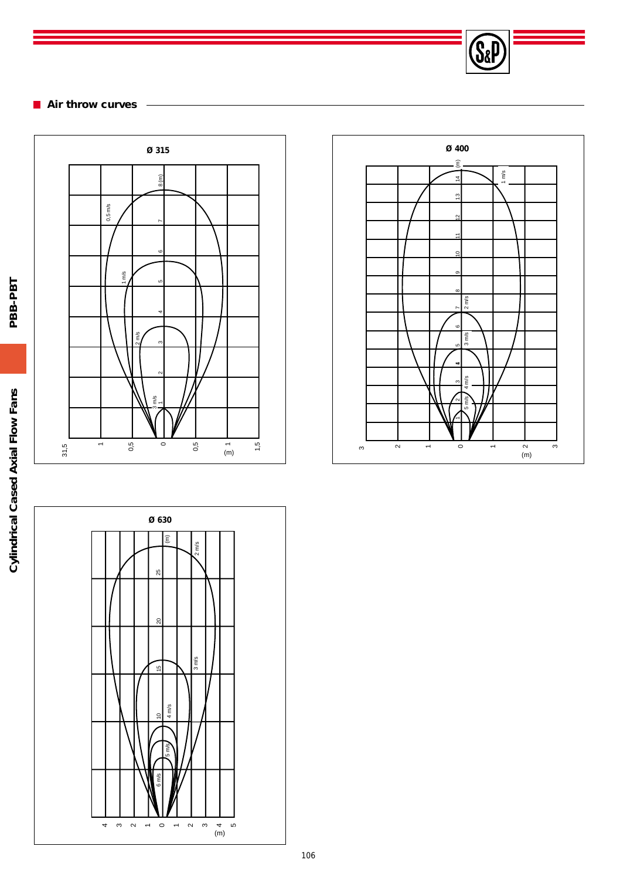## Air throw curves

Ø 315

8 (m)
7
6
5
4
3
2
1
0,5 m/s
1 m/s
2 m/s
3 m/s
31,5
1
0,5
0
0,5
1
1,5
(m)

Ø 400

(m)
14
13
12
11
10
9
8
7
6
5
4
3
2
1
1 m/s
2 m/s
3 m/s
4 m/s
5 m/s
3
2
1
0
1
2
3
(m)

Ø 630

(m)
25
20
15
10
2 m/s
3 m/s
4 m/s
5 m/s
6 m/s
4
3
2
1
0
1
2
3
4
5
(m)

Cylindrical Cased Axial Flow Fans

PBB-PBT